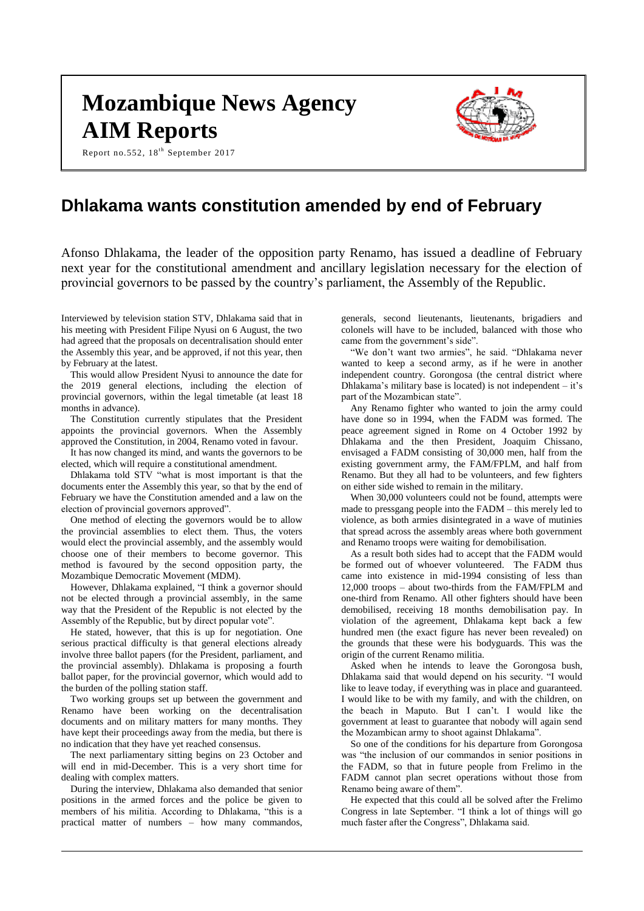# Mozambique News Agency AIM Reports

Report no.552, 18th September 2017

## Dhlakama wants constitution amended by end of February

Afonso Dhlakama, the leader of the opposition party Renamo, has issued a deadline of February next year for the constitutional amendment and ancillary legislation necessary for the election of provincial governors to be passed by the country's parliament, the Assembly of the Republic.

Interviewed by television station STV, Dhlakama said that in his meeting with President Filipe Nyusi on 6 August, the two had agreed that the proposals on decentralisation should enter the Assembly this year, and be approved, if not this year, then by February at the latest.

This would allow President Nyusi to announce the date for the 2019 general elections, including the election of provincial governors, within the legal timetable (at least 18 months in advance).

The Constitution currently stipulates that the President appoints the provincial governors. When the Assembly approved the Constitution, in 2004, Renamo voted in favour.

It has now changed its mind, and wants the governors to be elected, which will require a constitutional amendment.

Dhlakama told STV "what is most important is that the documents enter the Assembly this year, so that by the end of February we have the Constitution amended and a law on the election of provincial governors approved".

One method of electing the governors would be to allow the provincial assemblies to elect them. Thus, the voters would elect the provincial assembly, and the assembly would choose one of their members to become governor. This method is favoured by the second opposition party, the Mozambique Democratic Movement (MDM).

However, Dhlakama explained, "I think a governor should not be elected through a provincial assembly, in the same way that the President of the Republic is not elected by the Assembly of the Republic, but by direct popular vote".

He stated, however, that this is up for negotiation. One serious practical difficulty is that general elections already involve three ballot papers (for the President, parliament, and the provincial assembly). Dhlakama is proposing a fourth ballot paper, for the provincial governor, which would add to the burden of the polling station staff.

Two working groups set up between the government and Renamo have been working on the decentralisation documents and on military matters for many months. They have kept their proceedings away from the media, but there is no indication that they have yet reached consensus.

The next parliamentary sitting begins on 23 October and will end in mid-December. This is a very short time for dealing with complex matters.

During the interview, Dhlakama also demanded that senior positions in the armed forces and the police be given to members of his militia. According to Dhlakama, "this is a practical matter of numbers – how many commandos, generals, second lieutenants, lieutenants, brigadiers and colonels will have to be included, balanced with those who came from the government's side".

"We don't want two armies", he said. "Dhlakama never wanted to keep a second army, as if he were in another independent country. Gorongosa (the central district where Dhlakama's military base is located) is not independent – it's part of the Mozambican state".

Any Renamo fighter who wanted to join the army could have done so in 1994, when the FADM was formed. The peace agreement signed in Rome on 4 October 1992 by Dhlakama and the then President, Joaquim Chissano, envisaged a FADM consisting of 30,000 men, half from the existing government army, the FAM/FPLM, and half from Renamo. But they all had to be volunteers, and few fighters on either side wished to remain in the military.

When 30,000 volunteers could not be found, attempts were made to pressgang people into the FADM – this merely led to violence, as both armies disintegrated in a wave of mutinies that spread across the assembly areas where both government and Renamo troops were waiting for demobilisation.

As a result both sides had to accept that the FADM would be formed out of whoever volunteered. The FADM thus came into existence in mid-1994 consisting of less than 12,000 troops – about two-thirds from the FAM/FPLM and one-third from Renamo. All other fighters should have been demobilised, receiving 18 months demobilisation pay. In violation of the agreement, Dhlakama kept back a few hundred men (the exact figure has never been revealed) on the grounds that these were his bodyguards. This was the origin of the current Renamo militia.

Asked when he intends to leave the Gorongosa bush, Dhlakama said that would depend on his security. "I would like to leave today, if everything was in place and guaranteed. I would like to be with my family, and with the children, on the beach in Maputo. But I can't. I would like the government at least to guarantee that nobody will again send the Mozambican army to shoot against Dhlakama".

So one of the conditions for his departure from Gorongosa was "the inclusion of our commandos in senior positions in the FADM, so that in future people from Frelimo in the FADM cannot plan secret operations without those from Renamo being aware of them".

He expected that this could all be solved after the Frelimo Congress in late September. "I think a lot of things will go much faster after the Congress", Dhlakama said.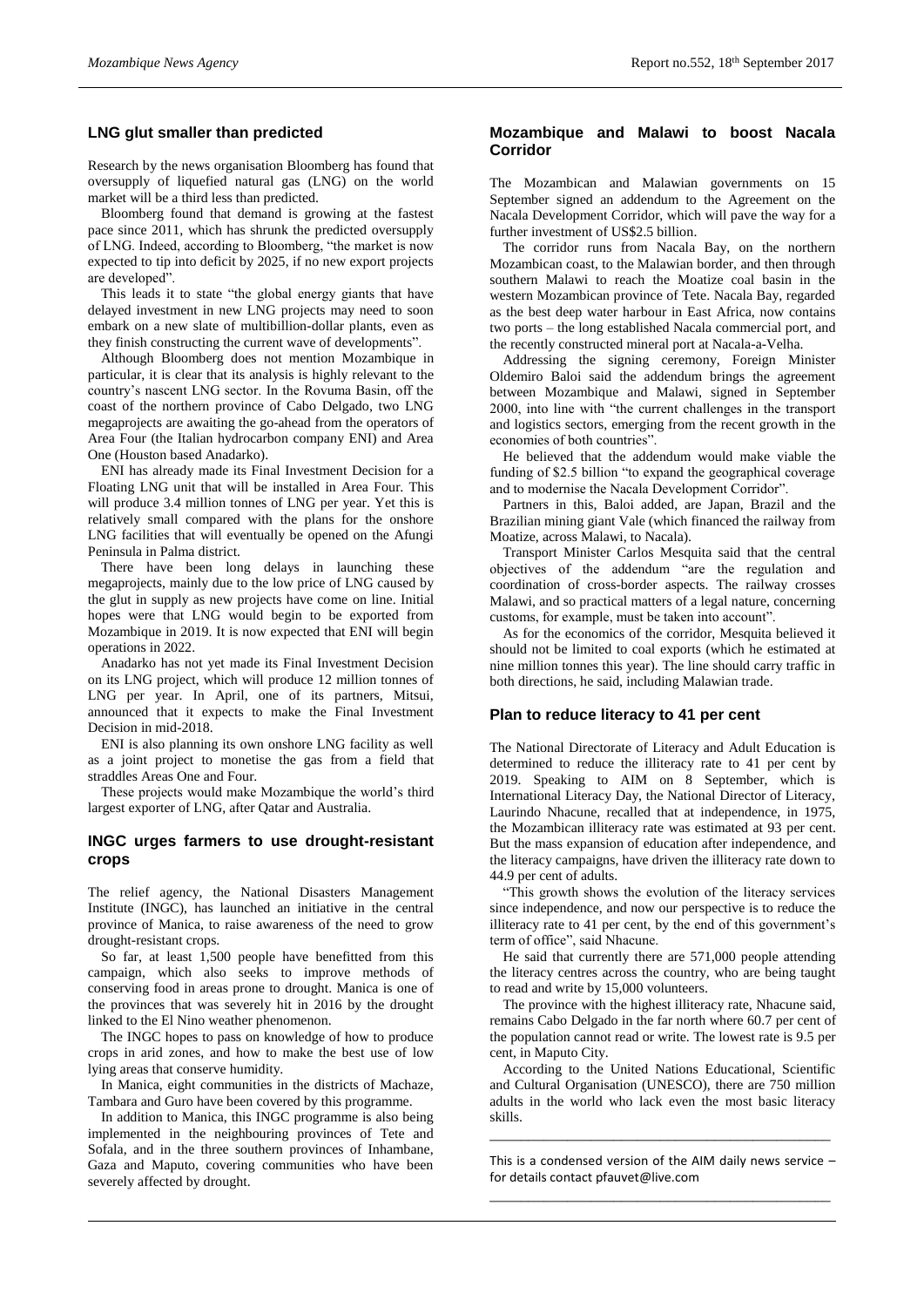## LNG glut smaller than predicted

Research by the news organisation Bloomberg has found that oversupply of liquefied natural gas (LNG) on the world market will be a third less than predicted.

Bloomberg found that demand is growing at the fastest pace since 2011, which has shrunk the predicted oversupply of LNG. Indeed, according to Bloomberg, "the market is now expected to tip into deficit by 2025, if no new export projects are developed".

This leads it to state "the global energy giants that have delayed investment in new LNG projects may need to soon embark on a new slate of multibillion-dollar plants, even as they finish constructing the current wave of developments".

Although Bloomberg does not mention Mozambique in particular, it is clear that its analysis is highly relevant to the country's nascent LNG sector. In the Rovuma Basin, off the coast of the northern province of Cabo Delgado, two LNG megaprojects are awaiting the go-ahead from the operators of Area Four (the Italian hydrocarbon company ENI) and Area One (Houston based Anadarko).

ENI has already made its Final Investment Decision for a Floating LNG unit that will be installed in Area Four. This will produce 3.4 million tonnes of LNG per year. Yet this is relatively small compared with the plans for the onshore LNG facilities that will eventually be opened on the Afungi Peninsula in Palma district.

There have been long delays in launching these megaprojects, mainly due to the low price of LNG caused by the glut in supply as new projects have come on line. Initial hopes were that LNG would begin to be exported from Mozambique in 2019. It is now expected that ENI will begin operations in 2022.

Anadarko has not yet made its Final Investment Decision on its LNG project, which will produce 12 million tonnes of LNG per year. In April, one of its partners, Mitsui, announced that it expects to make the Final Investment Decision in mid-2018.

ENI is also planning its own onshore LNG facility as well as a joint project to monetise the gas from a field that straddles Areas One and Four.

These projects would make Mozambique the world's third largest exporter of LNG, after Qatar and Australia.

## INGC urges farmers to use drought-resistant crops

The relief agency, the National Disasters Management Institute (INGC), has launched an initiative in the central province of Manica, to raise awareness of the need to grow drought-resistant crops.

So far, at least 1,500 people have benefitted from this campaign, which also seeks to improve methods of conserving food in areas prone to drought. Manica is one of the provinces that was severely hit in 2016 by the drought linked to the El Nino weather phenomenon.

The INGC hopes to pass on knowledge of how to produce crops in arid zones, and how to make the best use of low lying areas that conserve humidity.

In Manica, eight communities in the districts of Machaze, Tambara and Guro have been covered by this programme.

In addition to Manica, this INGC programme is also being implemented in the neighbouring provinces of Tete and Sofala, and in the three southern provinces of Inhambane, Gaza and Maputo, covering communities who have been severely affected by drought.

## Mozambique and Malawi to boost Nacala Corridor

The Mozambican and Malawian governments on 15 September signed an addendum to the Agreement on the Nacala Development Corridor, which will pave the way for a further investment of US$2.5 billion.

The corridor runs from Nacala Bay, on the northern Mozambican coast, to the Malawian border, and then through southern Malawi to reach the Moatize coal basin in the western Mozambican province of Tete. Nacala Bay, regarded as the best deep water harbour in East Africa, now contains two ports – the long established Nacala commercial port, and the recently constructed mineral port at Nacala-a-Velha.

Addressing the signing ceremony, Foreign Minister Oldemiro Baloi said the addendum brings the agreement between Mozambique and Malawi, signed in September 2000, into line with "the current challenges in the transport and logistics sectors, emerging from the recent growth in the economies of both countries".

He believed that the addendum would make viable the funding of $2.5 billion "to expand the geographical coverage and to modernise the Nacala Development Corridor".

Partners in this, Baloi added, are Japan, Brazil and the Brazilian mining giant Vale (which financed the railway from Moatize, across Malawi, to Nacala).

Transport Minister Carlos Mesquita said that the central objectives of the addendum "are the regulation and coordination of cross-border aspects. The railway crosses Malawi, and so practical matters of a legal nature, concerning customs, for example, must be taken into account".

As for the economics of the corridor, Mesquita believed it should not be limited to coal exports (which he estimated at nine million tonnes this year). The line should carry traffic in both directions, he said, including Malawian trade.

## Plan to reduce literacy to 41 per cent

The National Directorate of Literacy and Adult Education is determined to reduce the illiteracy rate to 41 per cent by 2019. Speaking to AIM on 8 September, which is International Literacy Day, the National Director of Literacy, Laurindo Nhacune, recalled that at independence, in 1975, the Mozambican illiteracy rate was estimated at 93 per cent. But the mass expansion of education after independence, and the literacy campaigns, have driven the illiteracy rate down to 44.9 per cent of adults.

"This growth shows the evolution of the literacy services since independence, and now our perspective is to reduce the illiteracy rate to 41 per cent, by the end of this government's term of office", said Nhacune.

He said that currently there are 571,000 people attending the literacy centres across the country, who are being taught to read and write by 15,000 volunteers.

The province with the highest illiteracy rate, Nhacune said, remains Cabo Delgado in the far north where 60.7 per cent of the population cannot read or write. The lowest rate is 9.5 per cent, in Maputo City.

According to the United Nations Educational, Scientific and Cultural Organisation (UNESCO), there are 750 million adults in the world who lack even the most basic literacy skills.

---

This is a condensed version of the AIM daily news service – for details contact pfauvet@live.com

---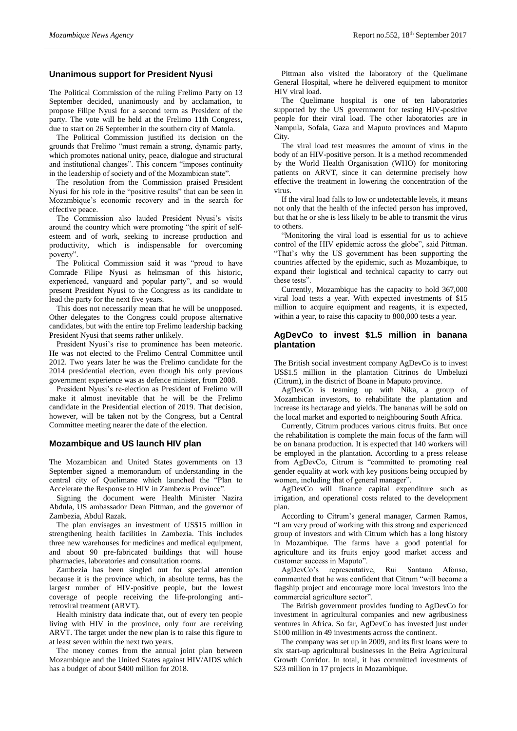## Unanimous support for President Nyusi

The Political Commission of the ruling Frelimo Party on 13 September decided, unanimously and by acclamation, to propose Filipe Nyusi for a second term as President of the party. The vote will be held at the Frelimo 11th Congress, due to start on 26 September in the southern city of Matola.

The Political Commission justified its decision on the grounds that Frelimo "must remain a strong, dynamic party, which promotes national unity, peace, dialogue and structural and institutional changes". This concern "imposes continuity in the leadership of society and of the Mozambican state".

The resolution from the Commission praised President Nyusi for his role in the "positive results" that can be seen in Mozambique's economic recovery and in the search for effective peace.

The Commission also lauded President Nyusi's visits around the country which were promoting "the spirit of self-esteem and of work, seeking to increase production and productivity, which is indispensable for overcoming poverty".

The Political Commission said it was "proud to have Comrade Filipe Nyusi as helmsman of this historic, experienced, vanguard and popular party", and so would present President Nyusi to the Congress as its candidate to lead the party for the next five years.

This does not necessarily mean that he will be unopposed. Other delegates to the Congress could propose alternative candidates, but with the entire top Frelimo leadership backing President Nyusi that seems rather unlikely.

President Nyusi's rise to prominence has been meteoric. He was not elected to the Frelimo Central Committee until 2012. Two years later he was the Frelimo candidate for the 2014 presidential election, even though his only previous government experience was as defence minister, from 2008.

President Nyusi's re-election as President of Frelimo will make it almost inevitable that he will be the Frelimo candidate in the Presidential election of 2019. That decision, however, will be taken not by the Congress, but a Central Committee meeting nearer the date of the election.

## Mozambique and US launch HIV plan

The Mozambican and United States governments on 13 September signed a memorandum of understanding in the central city of Quelimane which launched the "Plan to Accelerate the Response to HIV in Zambezia Province".

Signing the document were Health Minister Nazira Abdula, US ambassador Dean Pittman, and the governor of Zambezia, Abdul Razak.

The plan envisages an investment of US$15 million in strengthening health facilities in Zambezia. This includes three new warehouses for medicines and medical equipment, and about 90 pre-fabricated buildings that will house pharmacies, laboratories and consultation rooms.

Zambezia has been singled out for special attention because it is the province which, in absolute terms, has the largest number of HIV-positive people, but the lowest coverage of people receiving the life-prolonging anti-retroviral treatment (ARVT).

Health ministry data indicate that, out of every ten people living with HIV in the province, only four are receiving ARVT. The target under the new plan is to raise this figure to at least seven within the next two years.

The money comes from the annual joint plan between Mozambique and the United States against HIV/AIDS which has a budget of about $400 million for 2018.

Pittman also visited the laboratory of the Quelimane General Hospital, where he delivered equipment to monitor HIV viral load.

The Quelimane hospital is one of ten laboratories supported by the US government for testing HIV-positive people for their viral load. The other laboratories are in Nampula, Sofala, Gaza and Maputo provinces and Maputo City.

The viral load test measures the amount of virus in the body of an HIV-positive person. It is a method recommended by the World Health Organisation (WHO) for monitoring patients on ARVT, since it can determine precisely how effective the treatment in lowering the concentration of the virus.

If the viral load falls to low or undetectable levels, it means not only that the health of the infected person has improved, but that he or she is less likely to be able to transmit the virus to others.

"Monitoring the viral load is essential for us to achieve control of the HIV epidemic across the globe", said Pittman. "That's why the US government has been supporting the countries affected by the epidemic, such as Mozambique, to expand their logistical and technical capacity to carry out these tests".

Currently, Mozambique has the capacity to hold 367,000 viral load tests a year. With expected investments of $15 million to acquire equipment and reagents, it is expected, within a year, to raise this capacity to 800,000 tests a year.

## AgDevCo to invest $1.5 million in banana plantation

The British social investment company AgDevCo is to invest US$1.5 million in the plantation Citrinos do Umbeluzi (Citrum), in the district of Boane in Maputo province.

AgDevCo is teaming up with Nika, a group of Mozambican investors, to rehabilitate the plantation and increase its hectarage and yields. The bananas will be sold on the local market and exported to neighbouring South Africa.

Currently, Citrum produces various citrus fruits. But once the rehabilitation is complete the main focus of the farm will be on banana production. It is expected that 140 workers will be employed in the plantation. According to a press release from AgDevCo, Citrum is "committed to promoting real gender equality at work with key positions being occupied by women, including that of general manager".

AgDevCo will finance capital expenditure such as irrigation, and operational costs related to the development plan.

According to Citrum's general manager, Carmen Ramos, "I am very proud of working with this strong and experienced group of investors and with Citrum which has a long history in Mozambique. The farms have a good potential for agriculture and its fruits enjoy good market access and customer success in Maputo".

AgDevCo's representative, Rui Santana Afonso, commented that he was confident that Citrum "will become a flagship project and encourage more local investors into the commercial agriculture sector".

The British government provides funding to AgDevCo for investment in agricultural companies and new agribusiness ventures in Africa. So far, AgDevCo has invested just under $100 million in 49 investments across the continent.

The company was set up in 2009, and its first loans were to six start-up agricultural businesses in the Beira Agricultural Growth Corridor. In total, it has committed investments of $23 million in 17 projects in Mozambique.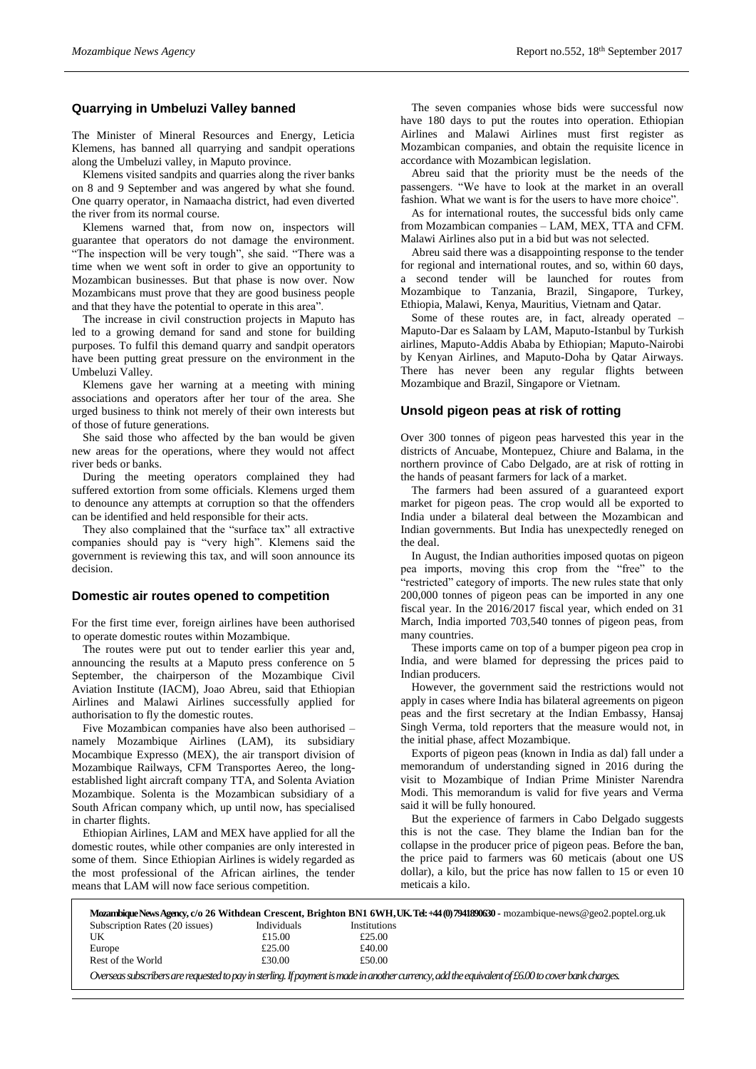## Quarrying in Umbeluzi Valley banned

The Minister of Mineral Resources and Energy, Leticia Klemens, has banned all quarrying and sandpit operations along the Umbeluzi valley, in Maputo province.

Klemens visited sandpits and quarries along the river banks on 8 and 9 September and was angered by what she found. One quarry operator, in Namaacha district, had even diverted the river from its normal course.

Klemens warned that, from now on, inspectors will guarantee that operators do not damage the environment. "The inspection will be very tough", she said. "There was a time when we went soft in order to give an opportunity to Mozambican businesses. But that phase is now over. Now Mozambicans must prove that they are good business people and that they have the potential to operate in this area".

The increase in civil construction projects in Maputo has led to a growing demand for sand and stone for building purposes. To fulfil this demand quarry and sandpit operators have been putting great pressure on the environment in the Umbeluzi Valley.

Klemens gave her warning at a meeting with mining associations and operators after her tour of the area. She urged business to think not merely of their own interests but of those of future generations.

She said those who affected by the ban would be given new areas for the operations, where they would not affect river beds or banks.

During the meeting operators complained they had suffered extortion from some officials. Klemens urged them to denounce any attempts at corruption so that the offenders can be identified and held responsible for their acts.

They also complained that the "surface tax" all extractive companies should pay is "very high". Klemens said the government is reviewing this tax, and will soon announce its decision.

## Domestic air routes opened to competition

For the first time ever, foreign airlines have been authorised to operate domestic routes within Mozambique.

The routes were put out to tender earlier this year and, announcing the results at a Maputo press conference on 5 September, the chairperson of the Mozambique Civil Aviation Institute (IACM), Joao Abreu, said that Ethiopian Airlines and Malawi Airlines successfully applied for authorisation to fly the domestic routes.

Five Mozambican companies have also been authorised – namely Mozambique Airlines (LAM), its subsidiary Mocambique Expresso (MEX), the air transport division of Mozambique Railways, CFM Transportes Aereo, the long-established light aircraft company TTA, and Solenta Aviation Mozambique. Solenta is the Mozambican subsidiary of a South African company which, up until now, has specialised in charter flights.

Ethiopian Airlines, LAM and MEX have applied for all the domestic routes, while other companies are only interested in some of them. Since Ethiopian Airlines is widely regarded as the most professional of the African airlines, the tender means that LAM will now face serious competition.

The seven companies whose bids were successful now have 180 days to put the routes into operation. Ethiopian Airlines and Malawi Airlines must first register as Mozambican companies, and obtain the requisite licence in accordance with Mozambican legislation.

Abreu said that the priority must be the needs of the passengers. "We have to look at the market in an overall fashion. What we want is for the users to have more choice".

As for international routes, the successful bids only came from Mozambican companies – LAM, MEX, TTA and CFM. Malawi Airlines also put in a bid but was not selected.

Abreu said there was a disappointing response to the tender for regional and international routes, and so, within 60 days, a second tender will be launched for routes from Mozambique to Tanzania, Brazil, Singapore, Turkey, Ethiopia, Malawi, Kenya, Mauritius, Vietnam and Qatar.

Some of these routes are, in fact, already operated – Maputo-Dar es Salaam by LAM, Maputo-Istanbul by Turkish airlines, Maputo-Addis Ababa by Ethiopian; Maputo-Nairobi by Kenyan Airlines, and Maputo-Doha by Qatar Airways. There has never been any regular flights between Mozambique and Brazil, Singapore or Vietnam.

## Unsold pigeon peas at risk of rotting

Over 300 tonnes of pigeon peas harvested this year in the districts of Ancuabe, Montepuez, Chiure and Balama, in the northern province of Cabo Delgado, are at risk of rotting in the hands of peasant farmers for lack of a market.

The farmers had been assured of a guaranteed export market for pigeon peas. The crop would all be exported to India under a bilateral deal between the Mozambican and Indian governments. But India has unexpectedly reneged on the deal.

In August, the Indian authorities imposed quotas on pigeon pea imports, moving this crop from the "free" to the "restricted" category of imports. The new rules state that only 200,000 tonnes of pigeon peas can be imported in any one fiscal year. In the 2016/2017 fiscal year, which ended on 31 March, India imported 703,540 tonnes of pigeon peas, from many countries.

These imports came on top of a bumper pigeon pea crop in India, and were blamed for depressing the prices paid to Indian producers.

However, the government said the restrictions would not apply in cases where India has bilateral agreements on pigeon peas and the first secretary at the Indian Embassy, Hansaj Singh Verma, told reporters that the measure would not, in the initial phase, affect Mozambique.

Exports of pigeon peas (known in India as dal) fall under a memorandum of understanding signed in 2016 during the visit to Mozambique of Indian Prime Minister Narendra Modi. This memorandum is valid for five years and Verma said it will be fully honoured.

But the experience of farmers in Cabo Delgado suggests this is not the case. They blame the Indian ban for the collapse in the producer price of pigeon peas. Before the ban, the price paid to farmers was 60 meticais (about one US dollar), a kilo, but the price has now fallen to 15 or even 10 meticais a kilo.

---

**Mozambique News Agency, c/o 26 Withdean Crescent, Brighton BN1 6WH, UK. Tel: +44 (0) 7941890630** - mozambique-news@geo2.poptel.org.uk

| Subscription Rates (20 issues) | Individuals | Institutions |
|---|---|---|
| UK | £15.00 | £25.00 |
| Europe | £25.00 | £40.00 |
| Rest of the World | £30.00 | £50.00 |

*Overseas subscribers are requested to pay in sterling. If payment is made in another currency, add the equivalent of £6.00 to cover bank charges.*